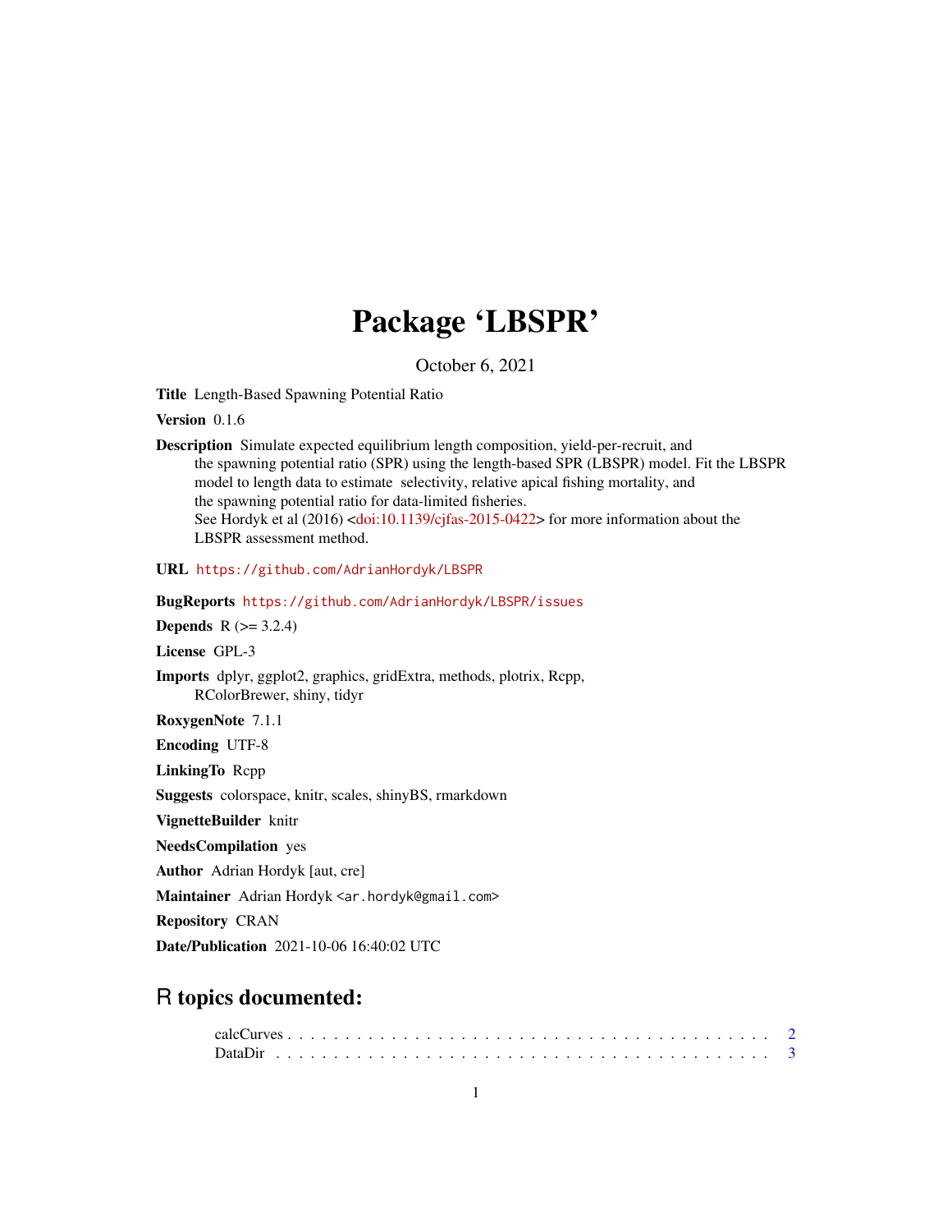# Package 'LBSPR'

October 6, 2021

**Title** Length-Based Spawning Potential Ratio

**Version** 0.1.6

**Description** Simulate expected equilibrium length composition, yield-per-recruit, and the spawning potential ratio (SPR) using the length-based SPR (LBSPR) model. Fit the LBSPR model to length data to estimate selectivity, relative apical fishing mortality, and the spawning potential ratio for data-limited fisheries.
See Hordyk et al (2016) <doi:10.1139/cjfas-2015-0422> for more information about the LBSPR assessment method.

**URL** https://github.com/AdrianHordyk/LBSPR

**BugReports** https://github.com/AdrianHordyk/LBSPR/issues

**Depends** R (>= 3.2.4)

**License** GPL-3

**Imports** dplyr, ggplot2, graphics, gridExtra, methods, plotrix, Rcpp, RColorBrewer, shiny, tidyr

**RoxygenNote** 7.1.1

**Encoding** UTF-8

**LinkingTo** Rcpp

**Suggests** colorspace, knitr, scales, shinyBS, rmarkdown

**VignetteBuilder** knitr

**NeedsCompilation** yes

**Author** Adrian Hordyk [aut, cre]

**Maintainer** Adrian Hordyk <ar.hordyk@gmail.com>

**Repository** CRAN

**Date/Publication** 2021-10-06 16:40:02 UTC

## R topics documented:

calcCurves . . . . . . . . . . . . . . . . . . . . . . . . . . . . . . . . . . . . . . . . 2
DataDir . . . . . . . . . . . . . . . . . . . . . . . . . . . . . . . . . . . . . . . . . . 3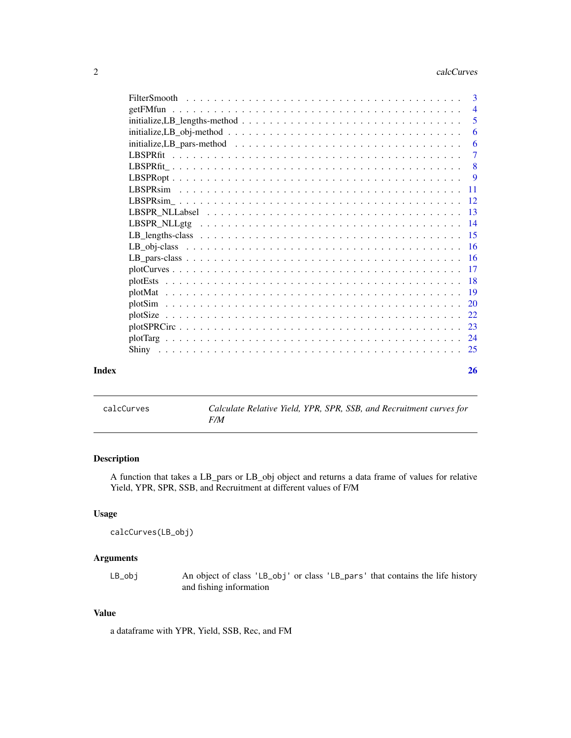| | |
|---|---|
| FilterSmooth | 3 |
| getFMfun | 4 |
| initialize,LB_lengths-method | 5 |
| initialize,LB_obj-method | 6 |
| initialize,LB_pars-method | 6 |
| LBSPRfit | 7 |
| LBSPRfit_ | 8 |
| LBSPRopt | 9 |
| LBSPRsim | 11 |
| LBSPRsim_ | 12 |
| LBSPR_NLLabsel | 13 |
| LBSPR_NLLgtg | 14 |
| LB_lengths-class | 15 |
| LB_obj-class | 16 |
| LB_pars-class | 16 |
| plotCurves | 17 |
| plotEsts | 18 |
| plotMat | 19 |
| plotSim | 20 |
| plotSize | 22 |
| plotSPRCirc | 23 |
| plotTarg | 24 |
| Shiny | 25 |

**Index** **26**

---

`calcCurves` *Calculate Relative Yield, YPR, SPR, SSB, and Recruitment curves for F/M*

---

### Description

A function that takes a LB_pars or LB_obj object and returns a data frame of values for relative Yield, YPR, SPR, SSB, and Recruitment at different values of F/M

### Usage

```
calcCurves(LB_obj)
```

### Arguments

| | |
|---|---|
| `LB_obj` | An object of class `'LB_obj'` or class `'LB_pars'` that contains the life history and fishing information |

### Value

a dataframe with YPR, Yield, SSB, Rec, and FM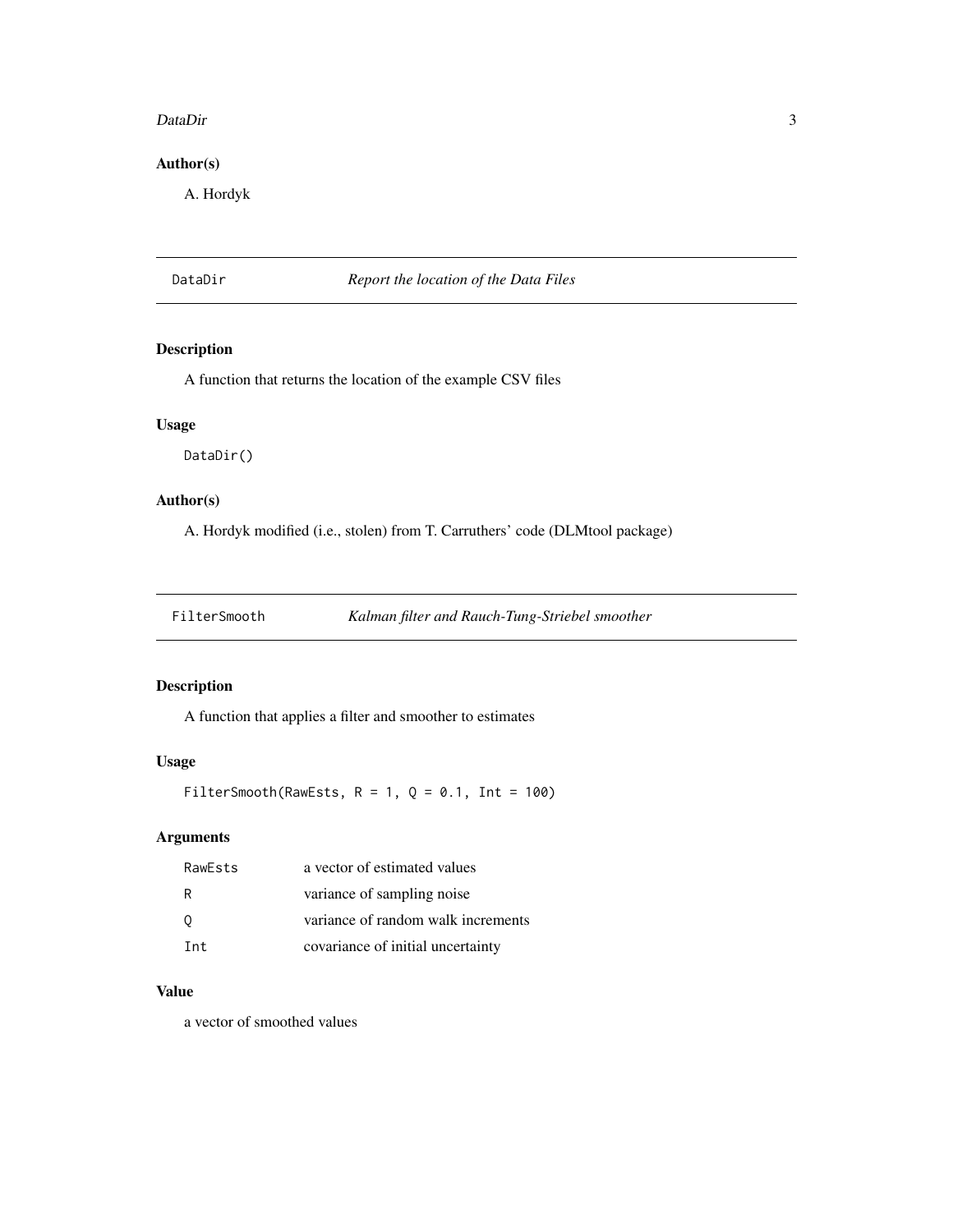## Author(s)

A. Hordyk

---

## DataDir — *Report the location of the Data Files*

### Description

A function that returns the location of the example CSV files

### Usage

```
DataDir()
```

### Author(s)

A. Hordyk modified (i.e., stolen) from T. Carruthers' code (DLMtool package)

---

## FilterSmooth — *Kalman filter and Rauch-Tung-Striebel smoother*

### Description

A function that applies a filter and smoother to estimates

### Usage

```
FilterSmooth(RawEsts, R = 1, Q = 0.1, Int = 100)
```

### Arguments

| Argument | Description |
| --- | --- |
| RawEsts | a vector of estimated values |
| R | variance of sampling noise |
| Q | variance of random walk increments |
| Int | covariance of initial uncertainty |

### Value

a vector of smoothed values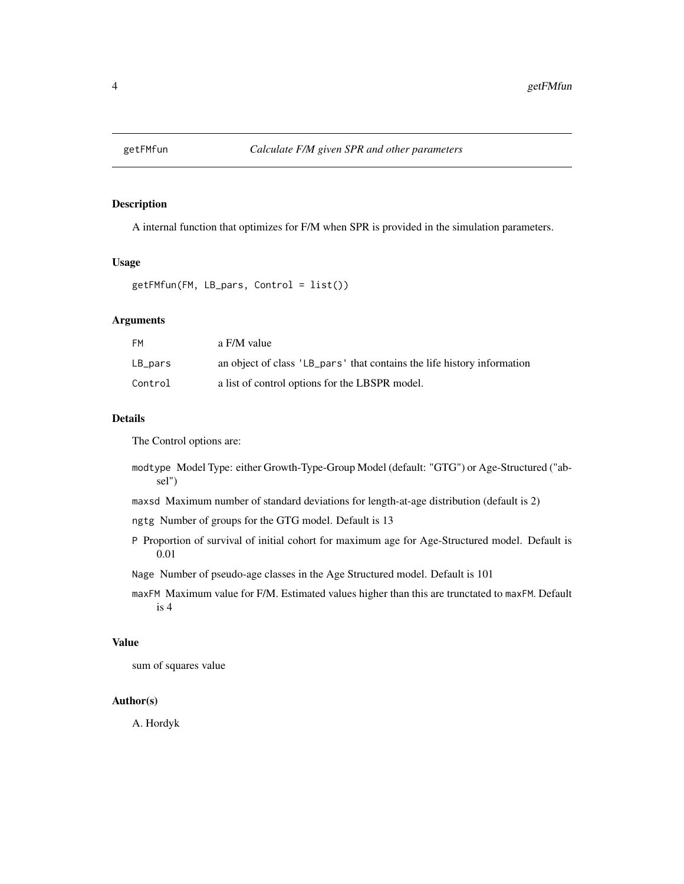## getFMfun *Calculate F/M given SPR and other parameters*

### Description

A internal function that optimizes for F/M when SPR is provided in the simulation parameters.

### Usage

```
getFMfun(FM, LB_pars, Control = list())
```

### Arguments

| | |
|---|---|
| FM | a F/M value |
| LB_pars | an object of class 'LB_pars' that contains the life history information |
| Control | a list of control options for the LBSPR model. |

### Details

The Control options are:

- modtype Model Type: either Growth-Type-Group Model (default: "GTG") or Age-Structured ("absel")
- maxsd Maximum number of standard deviations for length-at-age distribution (default is 2)
- ngtg Number of groups for the GTG model. Default is 13
- P Proportion of survival of initial cohort for maximum age for Age-Structured model. Default is 0.01
- Nage Number of pseudo-age classes in the Age Structured model. Default is 101
- maxFM Maximum value for F/M. Estimated values higher than this are trunctated to maxFM. Default is 4

### Value

sum of squares value

### Author(s)

A. Hordyk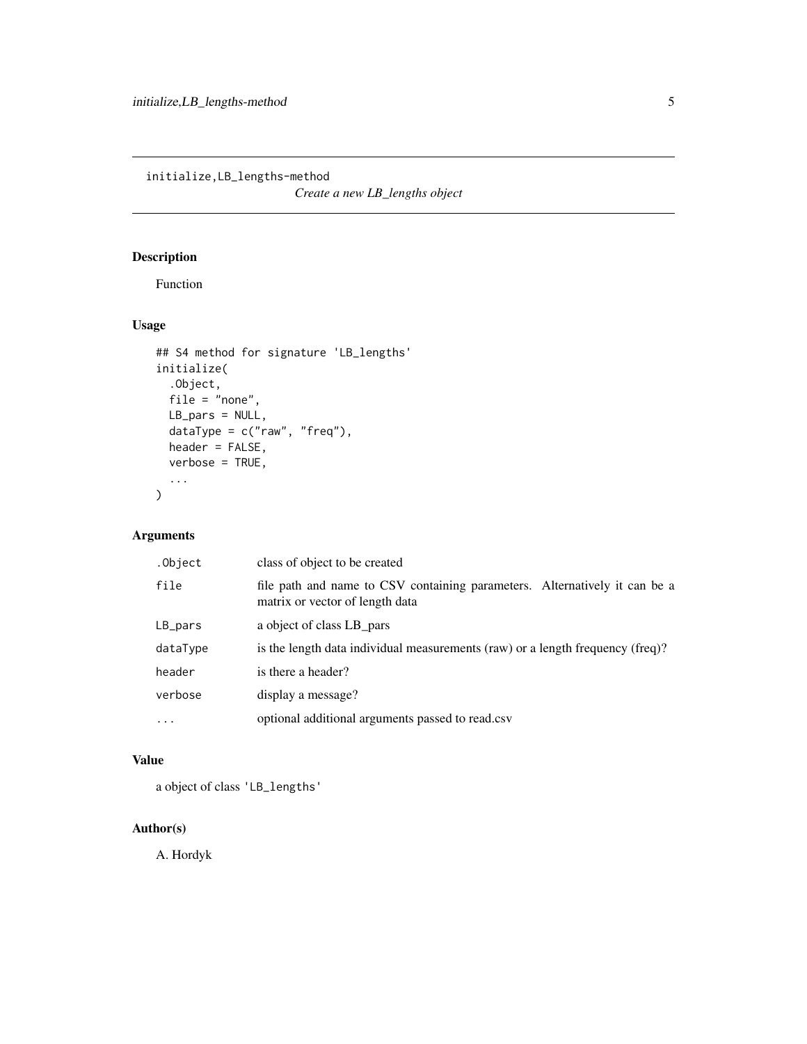`initialize,LB_lengths-method`
*Create a new LB_lengths object*

## Description

Function

## Usage

```
## S4 method for signature 'LB_lengths'
initialize(
  .Object,
  file = "none",
  LB_pars = NULL,
  dataType = c("raw", "freq"),
  header = FALSE,
  verbose = TRUE,
  ...
)
```

## Arguments

| | |
|---|---|
| `.Object` | class of object to be created |
| `file` | file path and name to CSV containing parameters. Alternatively it can be a matrix or vector of length data |
| `LB_pars` | a object of class LB_pars |
| `dataType` | is the length data individual measurements (raw) or a length frequency (freq)? |
| `header` | is there a header? |
| `verbose` | display a message? |
| `...` | optional additional arguments passed to read.csv |

## Value

a object of class `'LB_lengths'`

## Author(s)

A. Hordyk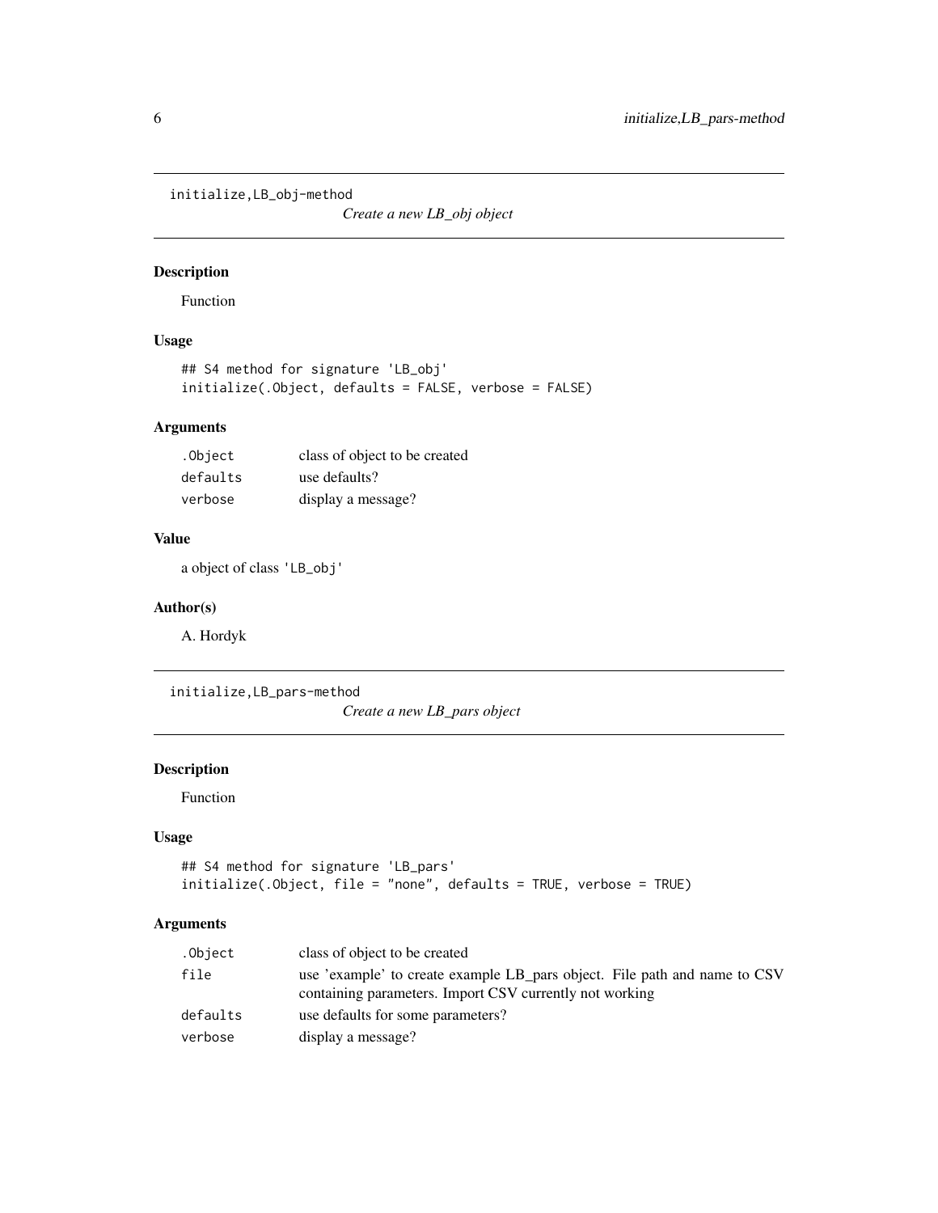## initialize,LB_obj-method

*Create a new LB_obj object*

### Description

Function

### Usage

```
## S4 method for signature 'LB_obj'
initialize(.Object, defaults = FALSE, verbose = FALSE)
```

### Arguments

| | |
|---|---|
| `.Object` | class of object to be created |
| `defaults` | use defaults? |
| `verbose` | display a message? |

### Value

a object of class 'LB_obj'

### Author(s)

A. Hordyk

## initialize,LB_pars-method

*Create a new LB_pars object*

### Description

Function

### Usage

```
## S4 method for signature 'LB_pars'
initialize(.Object, file = "none", defaults = TRUE, verbose = TRUE)
```

### Arguments

| | |
|---|---|
| `.Object` | class of object to be created |
| `file` | use 'example' to create example LB_pars object. File path and name to CSV containing parameters. Import CSV currently not working |
| `defaults` | use defaults for some parameters? |
| `verbose` | display a message? |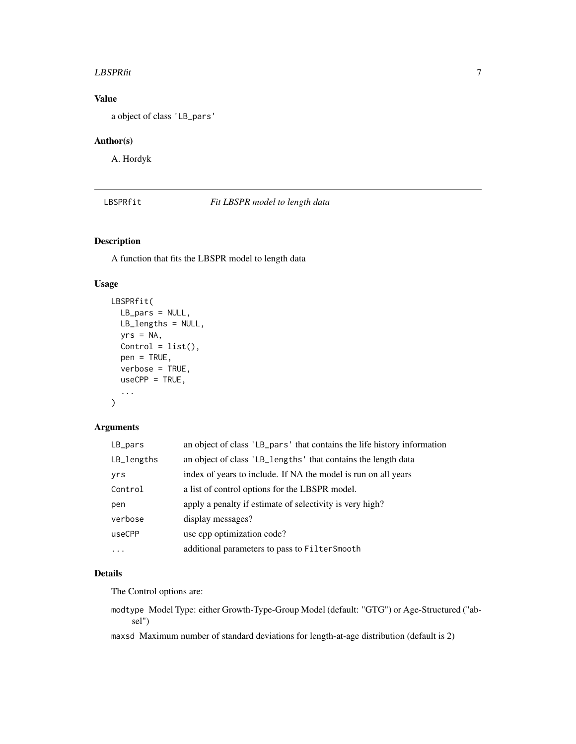## Value

a object of class 'LB_pars'

## Author(s)

A. Hordyk

---

# LBSPRfit — *Fit LBSPR model to length data*

## Description

A function that fits the LBSPR model to length data

## Usage

```
LBSPRfit(
  LB_pars = NULL,
  LB_lengths = NULL,
  yrs = NA,
  Control = list(),
  pen = TRUE,
  verbose = TRUE,
  useCPP = TRUE,
  ...
)
```

## Arguments

| | |
|---|---|
| `LB_pars` | an object of class 'LB_pars' that contains the life history information |
| `LB_lengths` | an object of class 'LB_lengths' that contains the length data |
| `yrs` | index of years to include. If NA the model is run on all years |
| `Control` | a list of control options for the LBSPR model. |
| `pen` | apply a penalty if estimate of selectivity is very high? |
| `verbose` | display messages? |
| `useCPP` | use cpp optimization code? |
| `...` | additional parameters to pass to `FilterSmooth` |

## Details

The Control options are:

`modtype` Model Type: either Growth-Type-Group Model (default: "GTG") or Age-Structured ("absel")

`maxsd` Maximum number of standard deviations for length-at-age distribution (default is 2)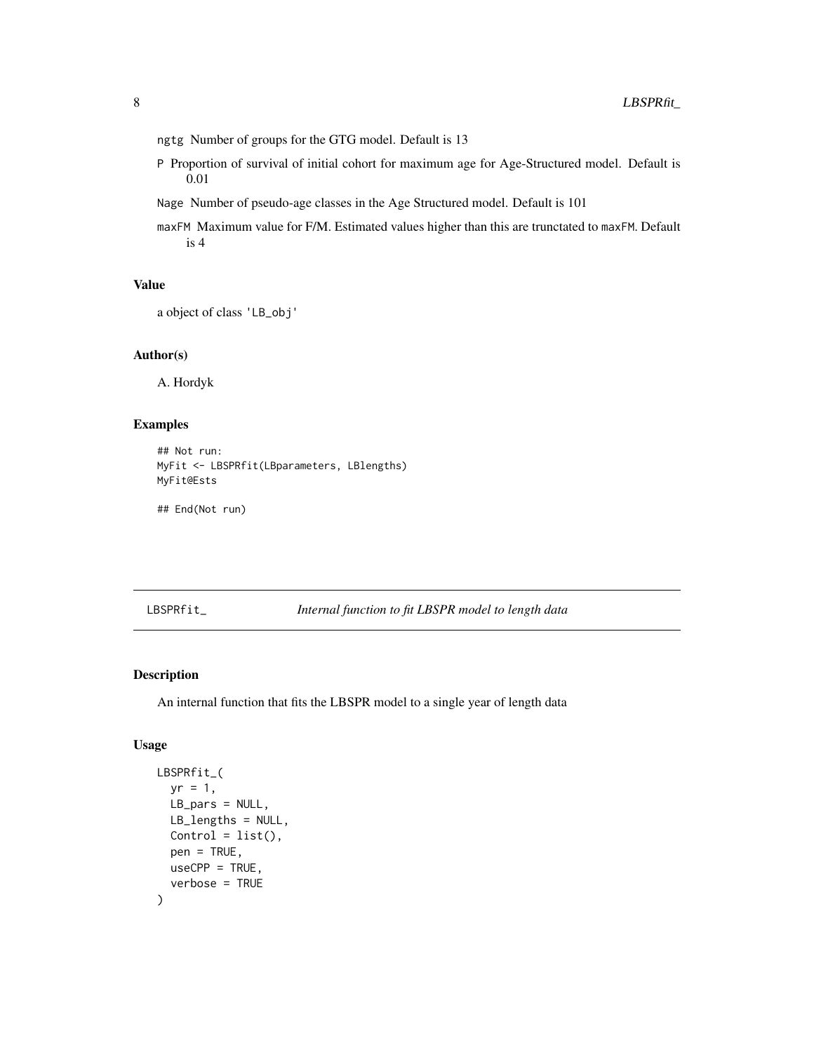`ngtg` Number of groups for the GTG model. Default is 13

`P` Proportion of survival of initial cohort for maximum age for Age-Structured model. Default is 0.01

`Nage` Number of pseudo-age classes in the Age Structured model. Default is 101

`maxFM` Maximum value for F/M. Estimated values higher than this are trunctated to `maxFM`. Default is 4

### Value

a object of class 'LB_obj'

### Author(s)

A. Hordyk

### Examples

```
## Not run:
MyFit <- LBSPRfit(LBparameters, LBlengths)
MyFit@Ests

## End(Not run)
```

## LBSPRfit_ — *Internal function to fit LBSPR model to length data*

### Description

An internal function that fits the LBSPR model to a single year of length data

### Usage

```
LBSPRfit_(
  yr = 1,
  LB_pars = NULL,
  LB_lengths = NULL,
  Control = list(),
  pen = TRUE,
  useCPP = TRUE,
  verbose = TRUE
)
```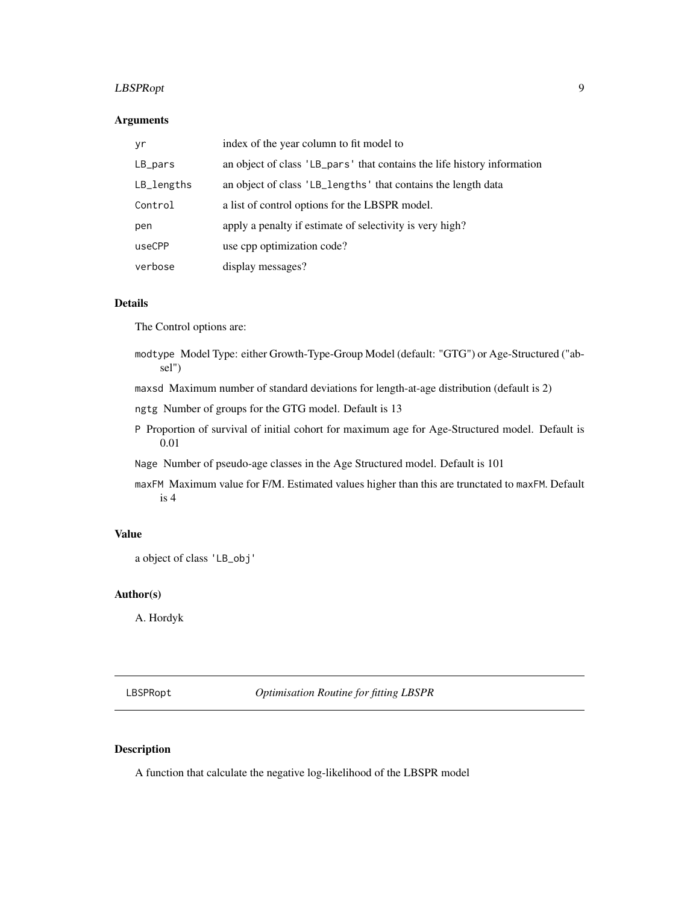### Arguments

| | |
|---|---|
| `yr` | index of the year column to fit model to |
| `LB_pars` | an object of class `'LB_pars'` that contains the life history information |
| `LB_lengths` | an object of class `'LB_lengths'` that contains the length data |
| `Control` | a list of control options for the LBSPR model. |
| `pen` | apply a penalty if estimate of selectivity is very high? |
| `useCPP` | use cpp optimization code? |
| `verbose` | display messages? |

### Details

The Control options are:

- `modtype` Model Type: either Growth-Type-Group Model (default: "GTG") or Age-Structured ("absel")
- `maxsd` Maximum number of standard deviations for length-at-age distribution (default is 2)
- `ngtg` Number of groups for the GTG model. Default is 13
- `P` Proportion of survival of initial cohort for maximum age for Age-Structured model. Default is 0.01
- `Nage` Number of pseudo-age classes in the Age Structured model. Default is 101
- `maxFM` Maximum value for F/M. Estimated values higher than this are trunctated to `maxFM`. Default is 4

### Value

a object of class `'LB_obj'`

### Author(s)

A. Hordyk

---

## `LBSPRopt` *Optimisation Routine for fitting LBSPR*

---

### Description

A function that calculate the negative log-likelihood of the LBSPR model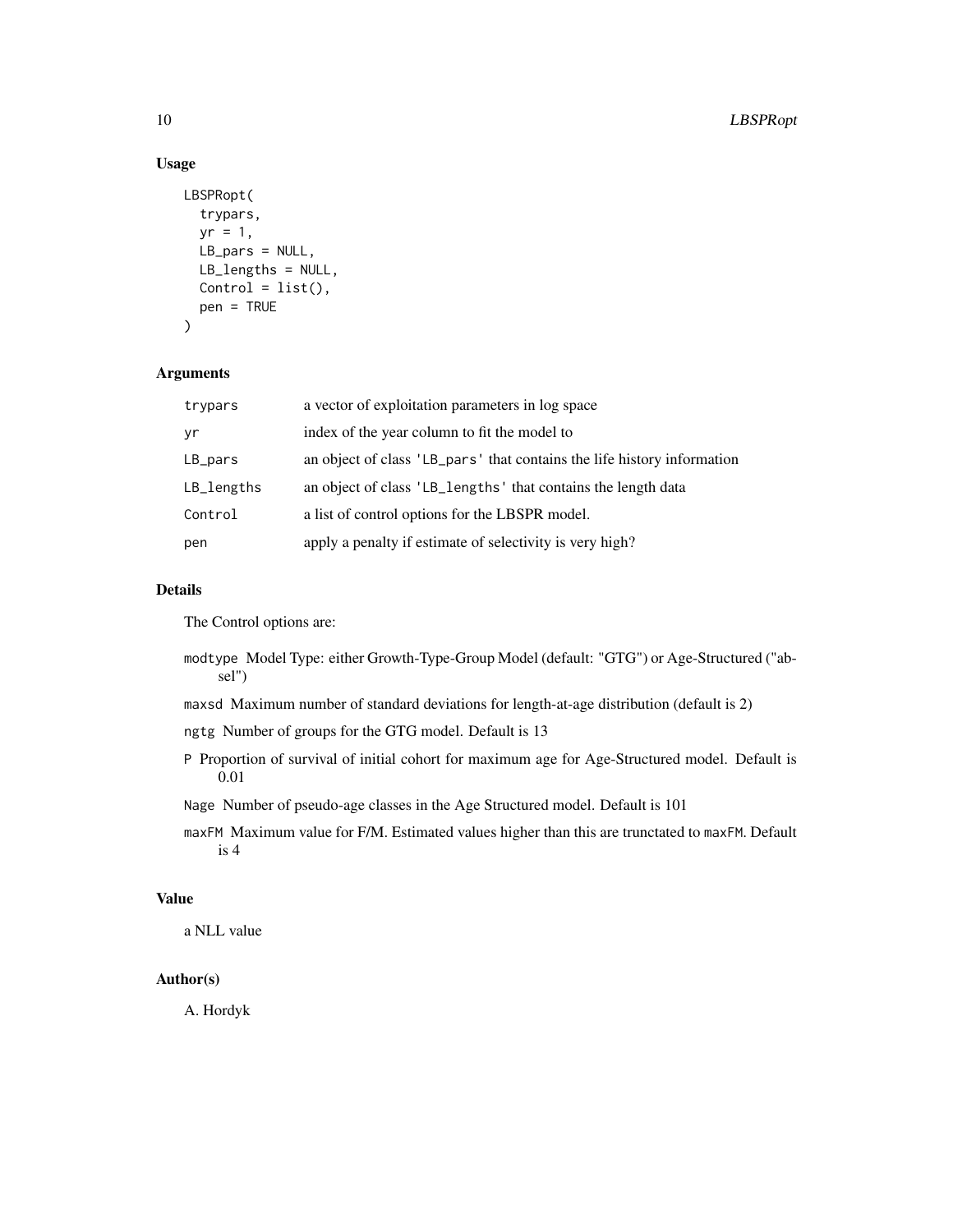## Usage

```
LBSPRopt(
  trypars,
  yr = 1,
  LB_pars = NULL,
  LB_lengths = NULL,
  Control = list(),
  pen = TRUE
)
```

## Arguments

| | |
|---|---|
| trypars | a vector of exploitation parameters in log space |
| yr | index of the year column to fit the model to |
| LB_pars | an object of class 'LB_pars' that contains the life history information |
| LB_lengths | an object of class 'LB_lengths' that contains the length data |
| Control | a list of control options for the LBSPR model. |
| pen | apply a penalty if estimate of selectivity is very high? |

## Details

The Control options are:

- `modtype` Model Type: either Growth-Type-Group Model (default: "GTG") or Age-Structured ("absel")
- `maxsd` Maximum number of standard deviations for length-at-age distribution (default is 2)
- `ngtg` Number of groups for the GTG model. Default is 13
- `P` Proportion of survival of initial cohort for maximum age for Age-Structured model. Default is 0.01
- `Nage` Number of pseudo-age classes in the Age Structured model. Default is 101
- `maxFM` Maximum value for F/M. Estimated values higher than this are trunctated to `maxFM`. Default is 4

## Value

a NLL value

## Author(s)

A. Hordyk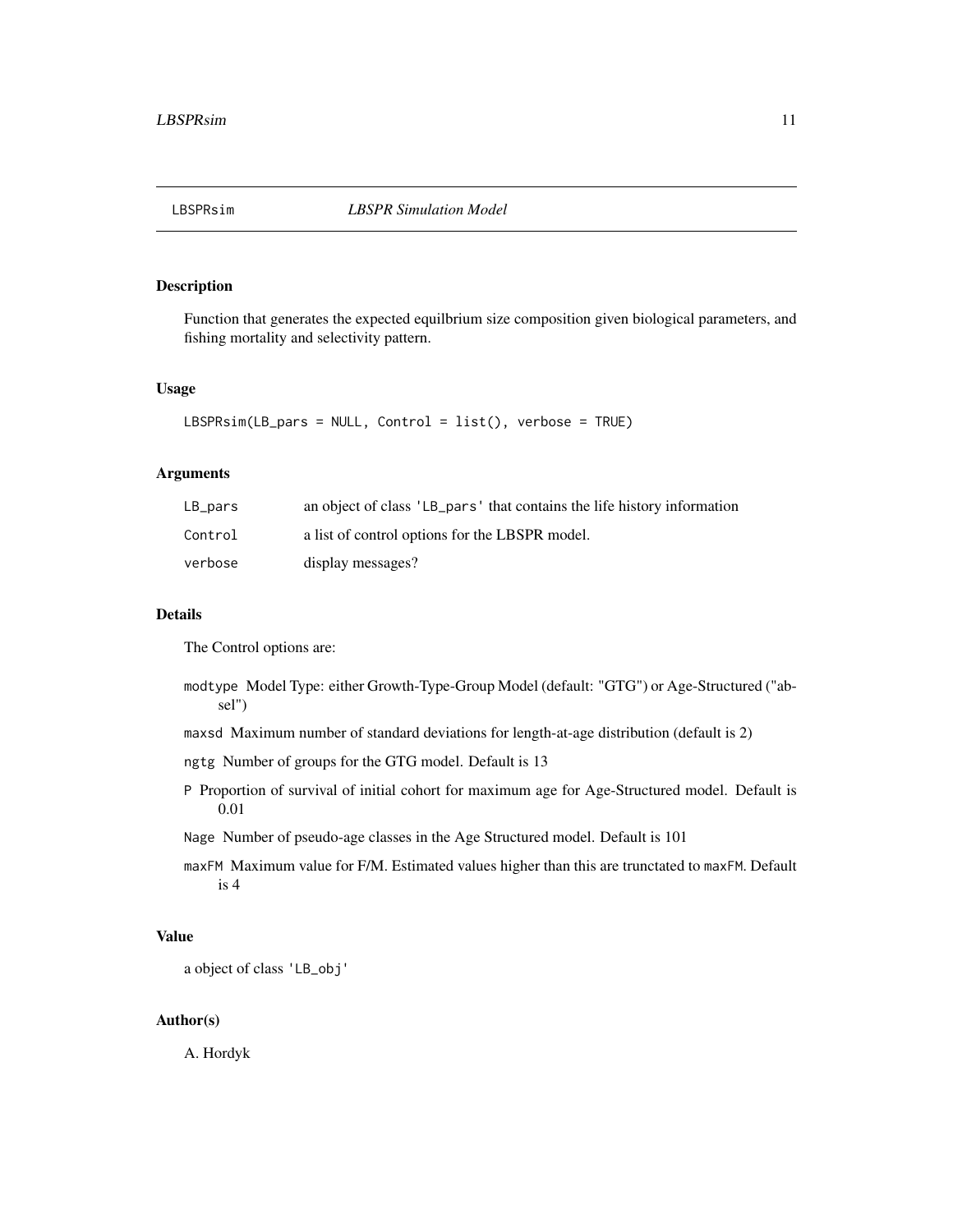## LBSPRsim *LBSPR Simulation Model*

### Description

Function that generates the expected equlibrium size composition given biological parameters, and fishing mortality and selectivity pattern.

### Usage

```
LBSPRsim(LB_pars = NULL, Control = list(), verbose = TRUE)
```

### Arguments

| | |
|---|---|
| LB_pars | an object of class 'LB_pars' that contains the life history information |
| Control | a list of control options for the LBSPR model. |
| verbose | display messages? |

### Details

The Control options are:

- `modtype` Model Type: either Growth-Type-Group Model (default: "GTG") or Age-Structured ("absel")
- `maxsd` Maximum number of standard deviations for length-at-age distribution (default is 2)
- `ngtg` Number of groups for the GTG model. Default is 13
- `P` Proportion of survival of initial cohort for maximum age for Age-Structured model. Default is 0.01
- `Nage` Number of pseudo-age classes in the Age Structured model. Default is 101
- `maxFM` Maximum value for F/M. Estimated values higher than this are trunctated to `maxFM`. Default is 4

### Value

a object of class 'LB_obj'

### Author(s)

A. Hordyk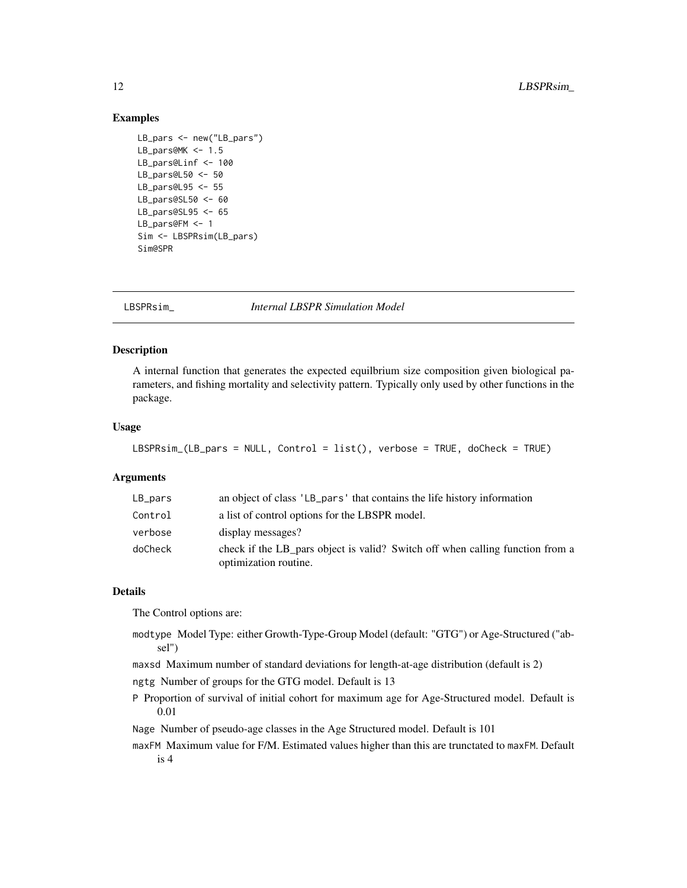## Examples

```
LB_pars <- new("LB_pars")
LB_pars@MK <- 1.5
LB_pars@Linf <- 100
LB_pars@L50 <- 50
LB_pars@L95 <- 55
LB_pars@SL50 <- 60
LB_pars@SL95 <- 65
LB_pars@FM <- 1
Sim <- LBSPRsim(LB_pars)
Sim@SPR
```

---

# LBSPRsim_ *Internal LBSPR Simulation Model*

## Description

A internal function that generates the expected equilbrium size composition given biological parameters, and fishing mortality and selectivity pattern. Typically only used by other functions in the package.

## Usage

```
LBSPRsim_(LB_pars = NULL, Control = list(), verbose = TRUE, doCheck = TRUE)
```

## Arguments

| | |
|---|---|
| `LB_pars` | an object of class 'LB_pars' that contains the life history information |
| `Control` | a list of control options for the LBSPR model. |
| `verbose` | display messages? |
| `doCheck` | check if the LB_pars object is valid? Switch off when calling function from a optimization routine. |

## Details

The Control options are:

- `modtype` Model Type: either Growth-Type-Group Model (default: "GTG") or Age-Structured ("absel")
- `maxsd` Maximum number of standard deviations for length-at-age distribution (default is 2)
- `ngtg` Number of groups for the GTG model. Default is 13
- `P` Proportion of survival of initial cohort for maximum age for Age-Structured model. Default is 0.01
- `Nage` Number of pseudo-age classes in the Age Structured model. Default is 101
- `maxFM` Maximum value for F/M. Estimated values higher than this are trunctated to `maxFM`. Default is 4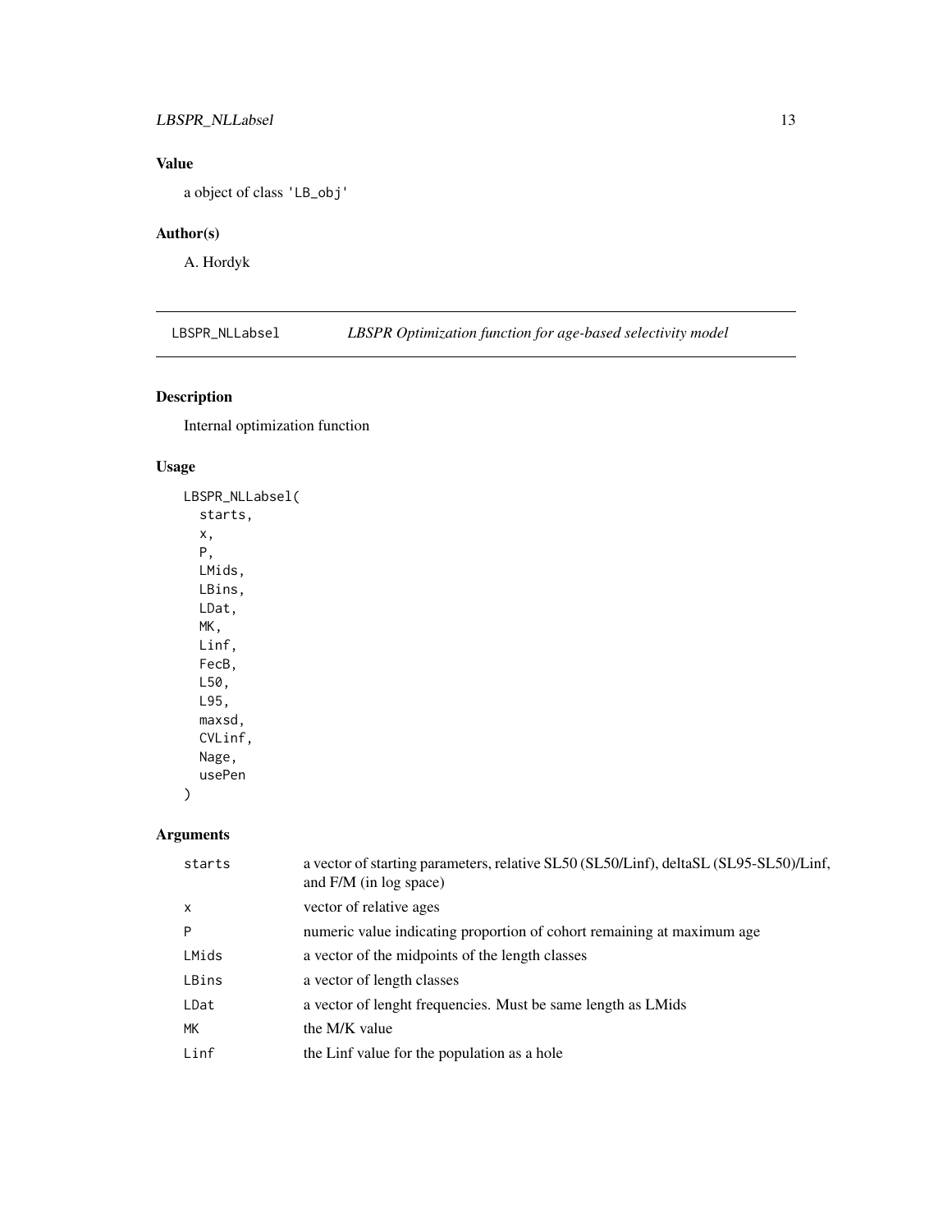## Value

a object of class 'LB_obj'

## Author(s)

A. Hordyk

---

# LBSPR_NLLabsel — *LBSPR Optimization function for age-based selectivity model*

## Description

Internal optimization function

## Usage

```
LBSPR_NLLabsel(
  starts,
  x,
  P,
  LMids,
  LBins,
  LDat,
  MK,
  Linf,
  FecB,
  L50,
  L95,
  maxsd,
  CVLinf,
  Nage,
  usePen
)
```

## Arguments

| | |
|---|---|
| starts | a vector of starting parameters, relative SL50 (SL50/Linf), deltaSL (SL95-SL50)/Linf, and F/M (in log space) |
| x | vector of relative ages |
| P | numeric value indicating proportion of cohort remaining at maximum age |
| LMids | a vector of the midpoints of the length classes |
| LBins | a vector of length classes |
| LDat | a vector of lenght frequencies. Must be same length as LMids |
| MK | the M/K value |
| Linf | the Linf value for the population as a hole |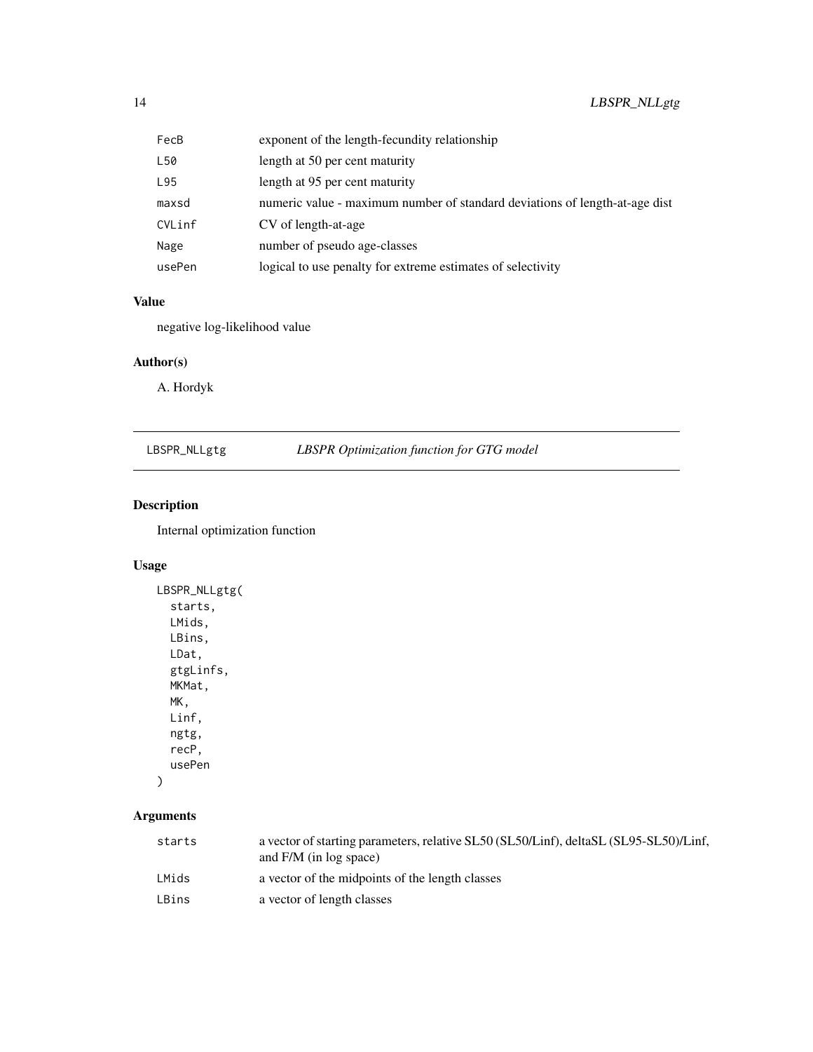| | |
|---|---|
| FecB | exponent of the length-fecundity relationship |
| L50 | length at 50 per cent maturity |
| L95 | length at 95 per cent maturity |
| maxsd | numeric value - maximum number of standard deviations of length-at-age dist |
| CVLinf | CV of length-at-age |
| Nage | number of pseudo age-classes |
| usePen | logical to use penalty for extreme estimates of selectivity |

### Value

negative log-likelihood value

### Author(s)

A. Hordyk

## LBSPR_NLLgtg *LBSPR Optimization function for GTG model*

### Description

Internal optimization function

### Usage

```
LBSPR_NLLgtg(
  starts,
  LMids,
  LBins,
  LDat,
  gtgLinfs,
  MKMat,
  MK,
  Linf,
  ngtg,
  recP,
  usePen
)
```

### Arguments

| | |
|---|---|
| starts | a vector of starting parameters, relative SL50 (SL50/Linf), deltaSL (SL95-SL50)/Linf, and F/M (in log space) |
| LMids | a vector of the midpoints of the length classes |
| LBins | a vector of length classes |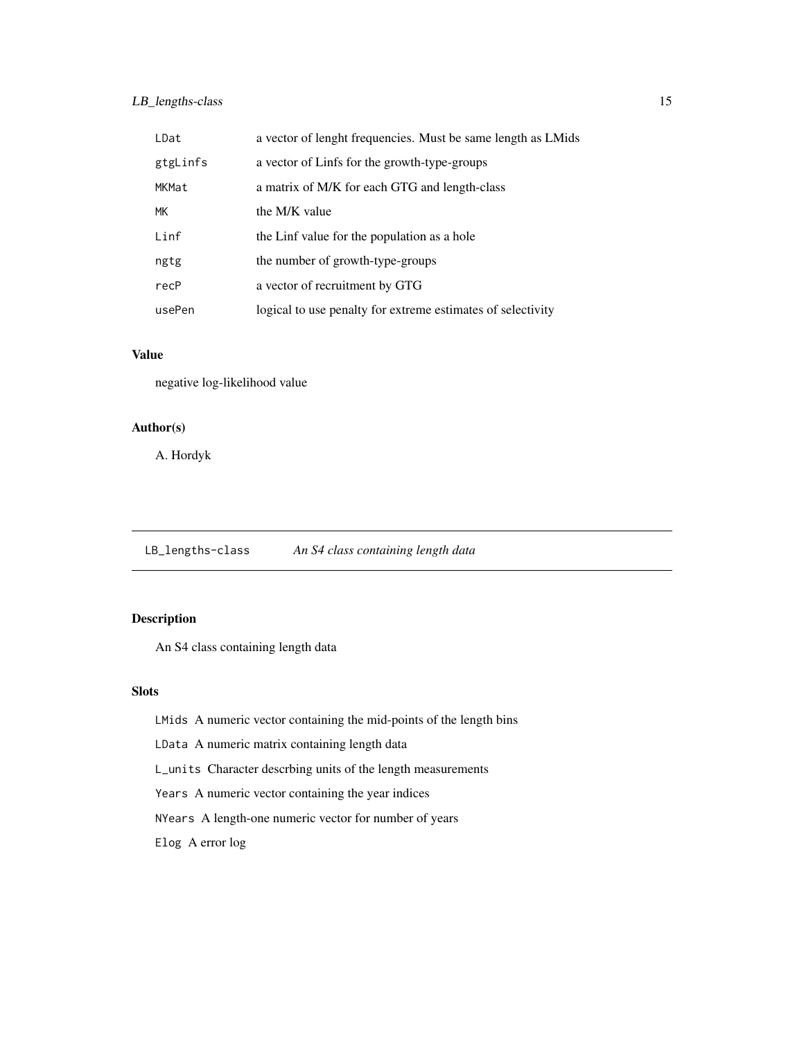| | |
|---|---|
| LDat | a vector of lenght frequencies. Must be same length as LMids |
| gtgLinfs | a vector of Linfs for the growth-type-groups |
| MKMat | a matrix of M/K for each GTG and length-class |
| MK | the M/K value |
| Linf | the Linf value for the population as a hole |
| ngtg | the number of growth-type-groups |
| recP | a vector of recruitment by GTG |
| usePen | logical to use penalty for extreme estimates of selectivity |

### Value

negative log-likelihood value

### Author(s)

A. Hordyk

## LB_lengths-class *An S4 class containing length data*

### Description

An S4 class containing length data

### Slots

LMids A numeric vector containing the mid-points of the length bins

LData A numeric matrix containing length data

L_units Character descrbing units of the length measurements

Years A numeric vector containing the year indices

NYears A length-one numeric vector for number of years

Elog A error log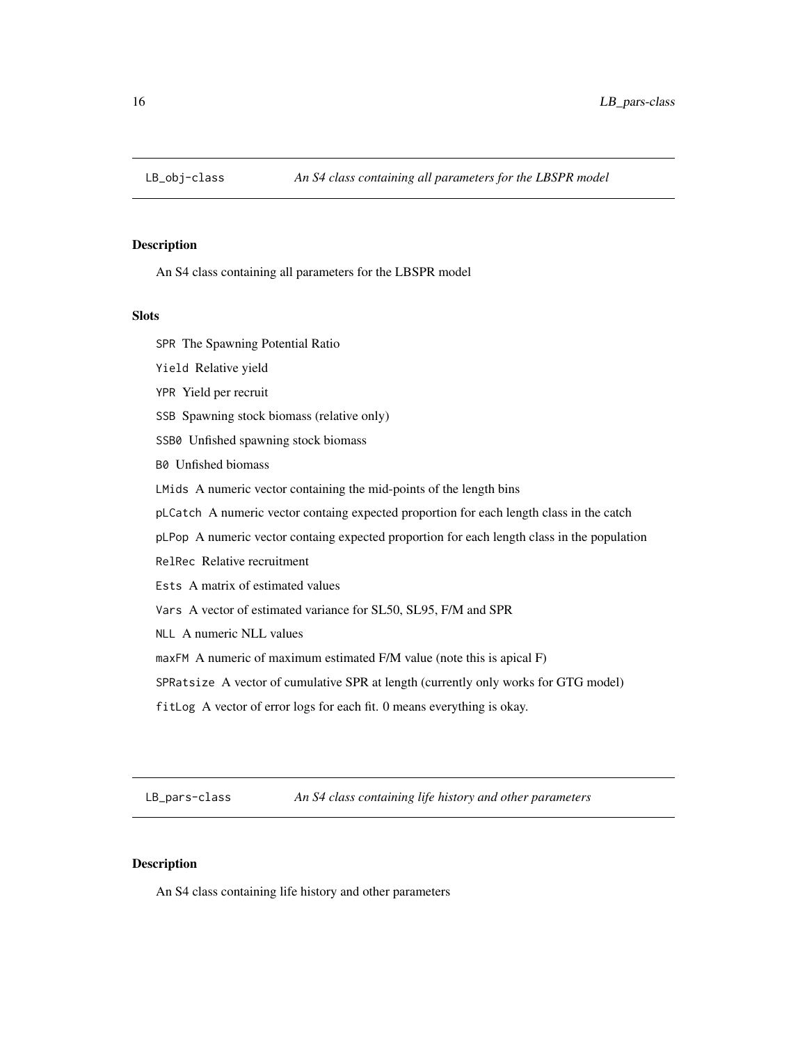## LB_obj-class *An S4 class containing all parameters for the LBSPR model*

### Description

An S4 class containing all parameters for the LBSPR model

### Slots

`SPR` The Spawning Potential Ratio

`Yield` Relative yield

`YPR` Yield per recruit

`SSB` Spawning stock biomass (relative only)

`SSB0` Unfished spawning stock biomass

`B0` Unfished biomass

`LMids` A numeric vector containing the mid-points of the length bins

`pLCatch` A numeric vector containg expected proportion for each length class in the catch

`pLPop` A numeric vector containg expected proportion for each length class in the population

`RelRec` Relative recruitment

`Ests` A matrix of estimated values

`Vars` A vector of estimated variance for SL50, SL95, F/M and SPR

`NLL` A numeric NLL values

`maxFM` A numeric of maximum estimated F/M value (note this is apical F)

`SPRatsize` A vector of cumulative SPR at length (currently only works for GTG model)

`fitLog` A vector of error logs for each fit. 0 means everything is okay.

## LB_pars-class *An S4 class containing life history and other parameters*

### Description

An S4 class containing life history and other parameters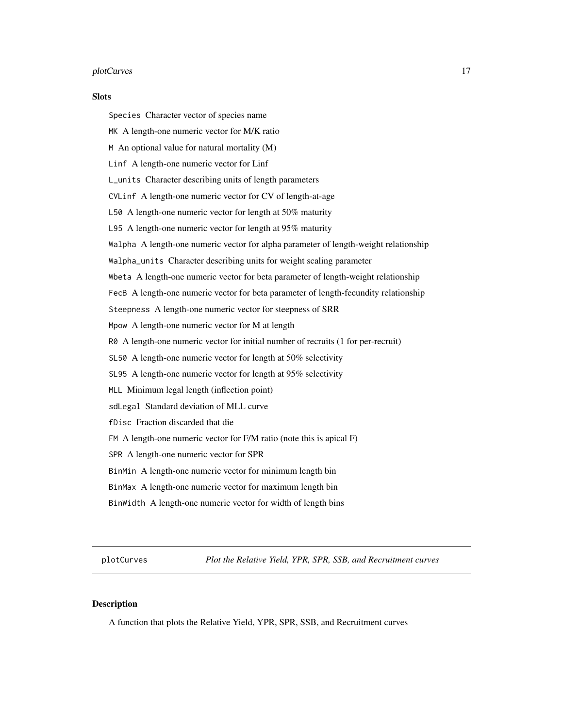### Slots

`Species` Character vector of species name

`MK` A length-one numeric vector for M/K ratio

`M` An optional value for natural mortality (M)

`Linf` A length-one numeric vector for Linf

`L_units` Character describing units of length parameters

`CVLinf` A length-one numeric vector for CV of length-at-age

`L50` A length-one numeric vector for length at 50% maturity

`L95` A length-one numeric vector for length at 95% maturity

`Walpha` A length-one numeric vector for alpha parameter of length-weight relationship

`Walpha_units` Character describing units for weight scaling parameter

`Wbeta` A length-one numeric vector for beta parameter of length-weight relationship

`FecB` A length-one numeric vector for beta parameter of length-fecundity relationship

`Steepness` A length-one numeric vector for steepness of SRR

`Mpow` A length-one numeric vector for M at length

`R0` A length-one numeric vector for initial number of recruits (1 for per-recruit)

`SL50` A length-one numeric vector for length at 50% selectivity

`SL95` A length-one numeric vector for length at 95% selectivity

`MLL` Minimum legal length (inflection point)

`sdLegal` Standard deviation of MLL curve

`fDisc` Fraction discarded that die

`FM` A length-one numeric vector for F/M ratio (note this is apical F)

`SPR` A length-one numeric vector for SPR

`BinMin` A length-one numeric vector for minimum length bin

`BinMax` A length-one numeric vector for maximum length bin

`BinWidth` A length-one numeric vector for width of length bins

---

## plotCurves *Plot the Relative Yield, YPR, SPR, SSB, and Recruitment curves*

---

### Description

A function that plots the Relative Yield, YPR, SPR, SSB, and Recruitment curves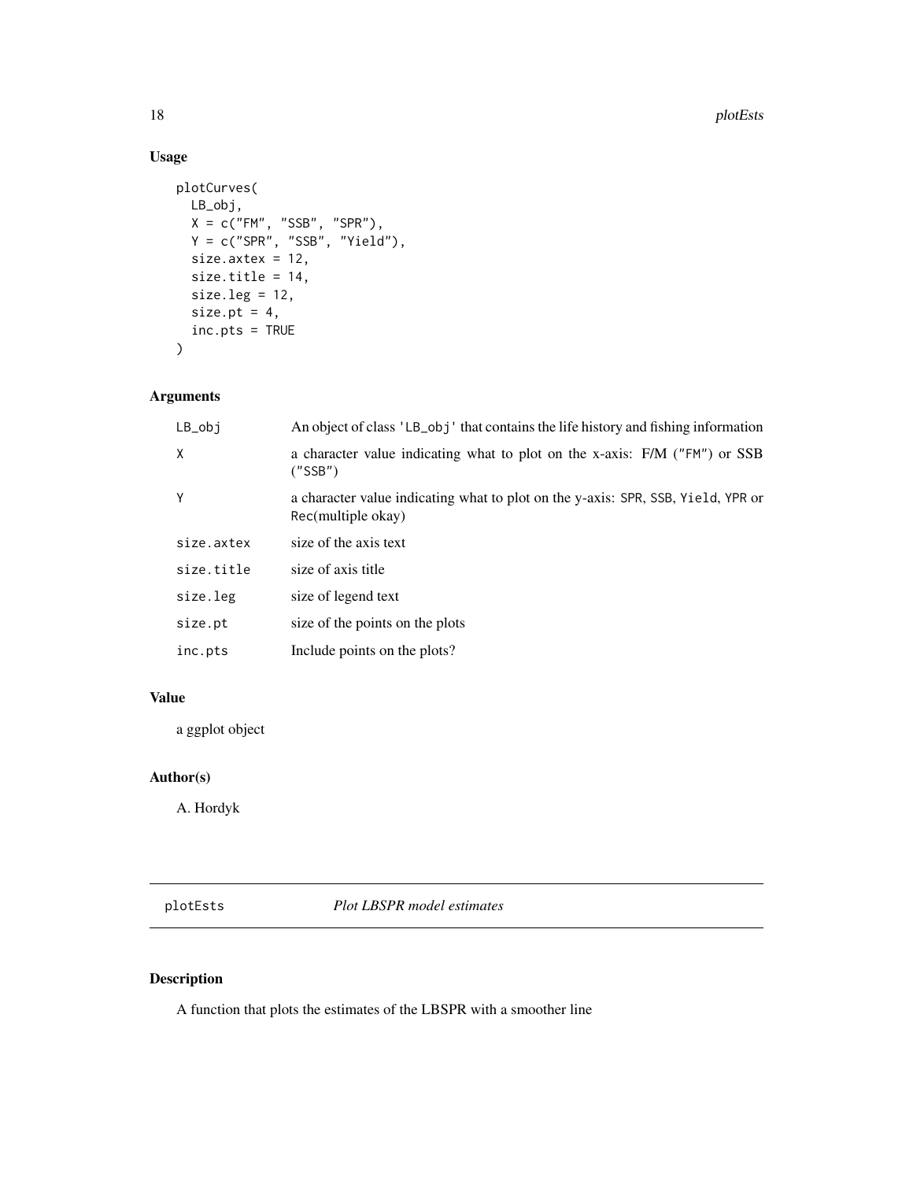## Usage

```
plotCurves(
  LB_obj,
  X = c("FM", "SSB", "SPR"),
  Y = c("SPR", "SSB", "Yield"),
  size.axtex = 12,
  size.title = 14,
  size.leg = 12,
  size.pt = 4,
  inc.pts = TRUE
)
```

## Arguments

| | |
|---|---|
| LB_obj | An object of class 'LB_obj' that contains the life history and fishing information |
| X | a character value indicating what to plot on the x-axis: F/M ("FM") or SSB ("SSB") |
| Y | a character value indicating what to plot on the y-axis: SPR, SSB, Yield, YPR or Rec(multiple okay) |
| size.axtex | size of the axis text |
| size.title | size of axis title |
| size.leg | size of legend text |
| size.pt | size of the points on the plots |
| inc.pts | Include points on the plots? |

## Value

a ggplot object

## Author(s)

A. Hordyk

---

# plotEsts *Plot LBSPR model estimates*

## Description

A function that plots the estimates of the LBSPR with a smoother line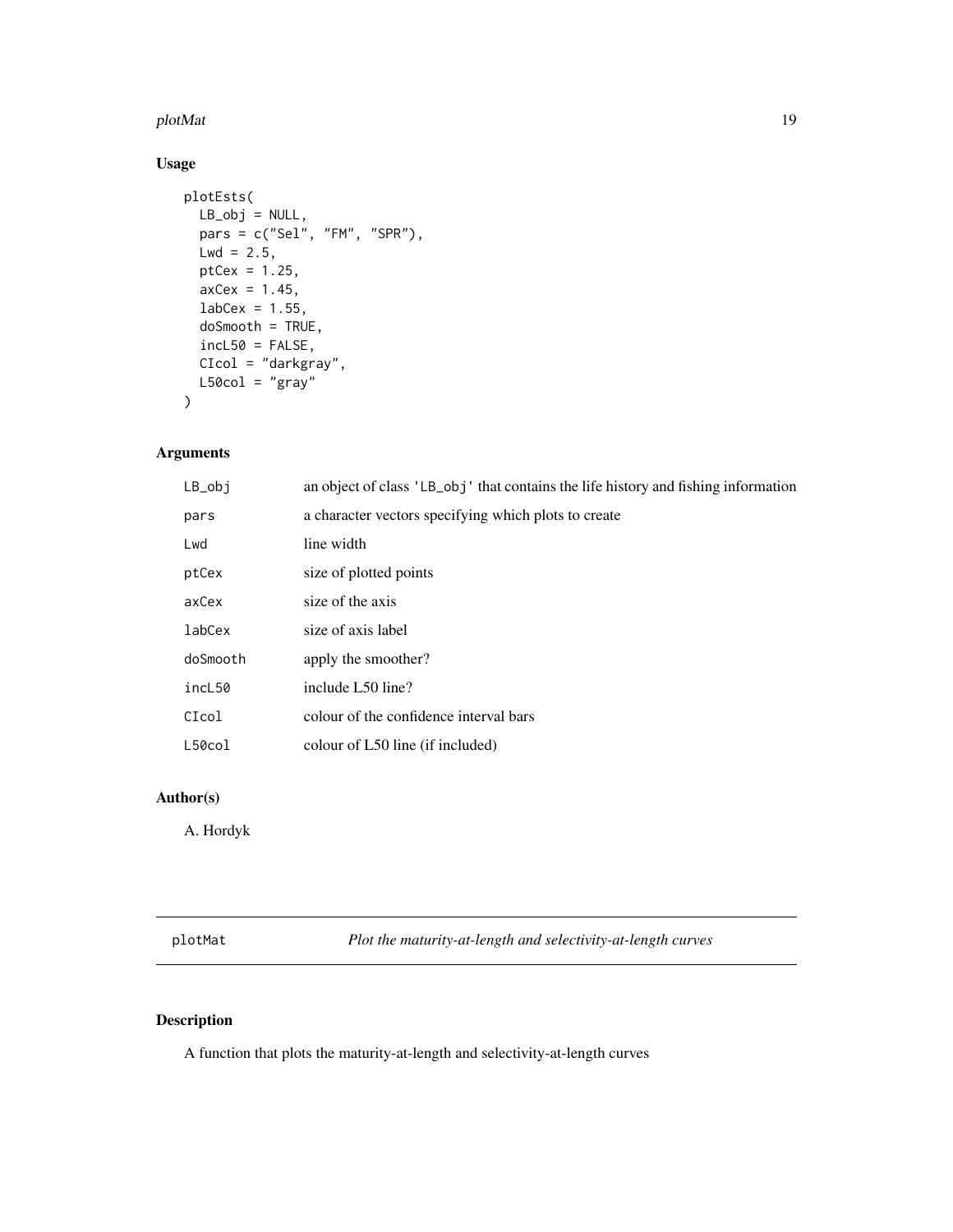## Usage

```
plotEsts(
  LB_obj = NULL,
  pars = c("Sel", "FM", "SPR"),
  Lwd = 2.5,
  ptCex = 1.25,
  axCex = 1.45,
  labCex = 1.55,
  doSmooth = TRUE,
  incL50 = FALSE,
  CIcol = "darkgray",
  L50col = "gray"
)
```

## Arguments

| | |
|---|---|
| LB_obj | an object of class 'LB_obj' that contains the life history and fishing information |
| pars | a character vectors specifying which plots to create |
| Lwd | line width |
| ptCex | size of plotted points |
| axCex | size of the axis |
| labCex | size of axis label |
| doSmooth | apply the smoother? |
| incL50 | include L50 line? |
| CIcol | colour of the confidence interval bars |
| L50col | colour of L50 line (if included) |

## Author(s)

A. Hordyk

---

# plotMat — *Plot the maturity-at-length and selectivity-at-length curves*

## Description

A function that plots the maturity-at-length and selectivity-at-length curves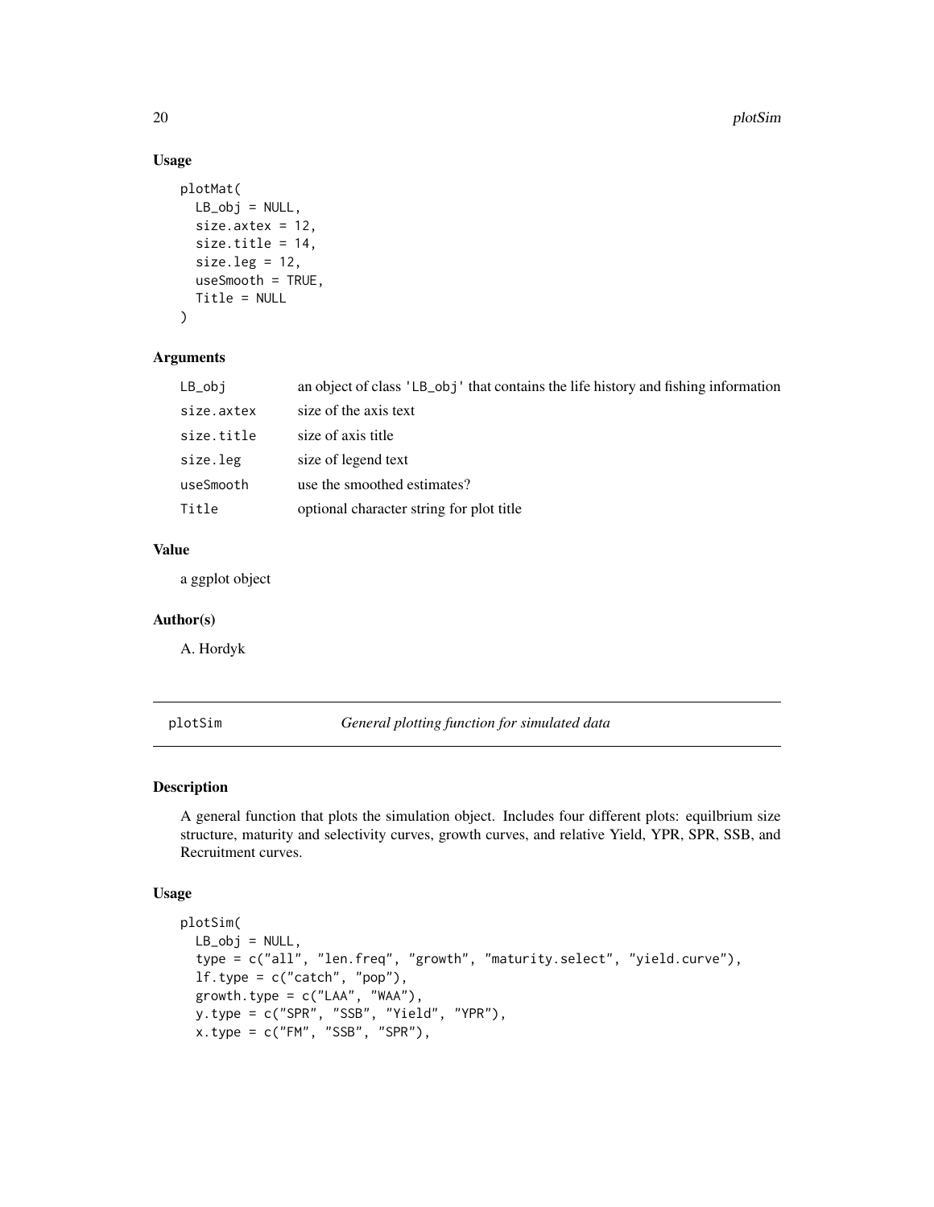### Usage

```
plotMat(
  LB_obj = NULL,
  size.axtex = 12,
  size.title = 14,
  size.leg = 12,
  useSmooth = TRUE,
  Title = NULL
)
```

### Arguments

| | |
|---|---|
| LB_obj | an object of class 'LB_obj' that contains the life history and fishing information |
| size.axtex | size of the axis text |
| size.title | size of axis title |
| size.leg | size of legend text |
| useSmooth | use the smoothed estimates? |
| Title | optional character string for plot title |

### Value

a ggplot object

### Author(s)

A. Hordyk

---

## plotSim — *General plotting function for simulated data*

### Description

A general function that plots the simulation object. Includes four different plots: equilbrium size structure, maturity and selectivity curves, growth curves, and relative Yield, YPR, SPR, SSB, and Recruitment curves.

### Usage

```
plotSim(
  LB_obj = NULL,
  type = c("all", "len.freq", "growth", "maturity.select", "yield.curve"),
  lf.type = c("catch", "pop"),
  growth.type = c("LAA", "WAA"),
  y.type = c("SPR", "SSB", "Yield", "YPR"),
  x.type = c("FM", "SSB", "SPR"),
```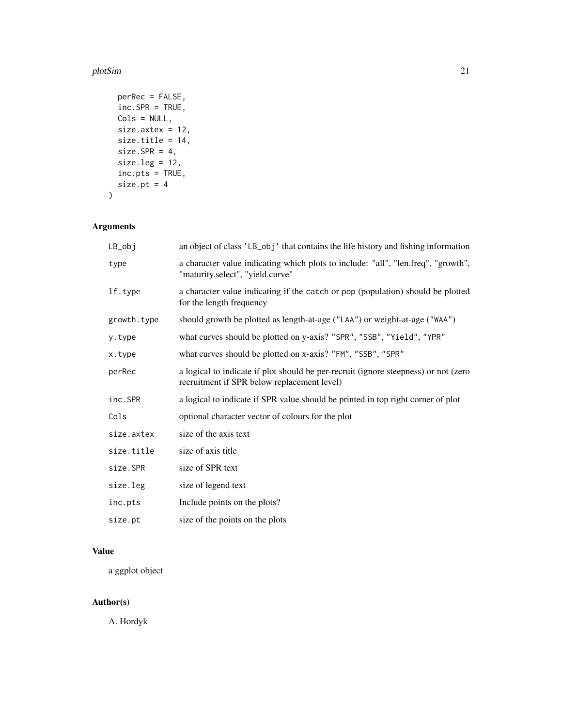```
  perRec = FALSE,
  inc.SPR = TRUE,
  Cols = NULL,
  size.axtex = 12,
  size.title = 14,
  size.SPR = 4,
  size.leg = 12,
  inc.pts = TRUE,
  size.pt = 4
)
```

## Arguments

| | |
|---|---|
| `LB_obj` | an object of class 'LB_obj' that contains the life history and fishing information |
| `type` | a character value indicating which plots to include: "all", "len.freq", "growth", "maturity.select", "yield.curve" |
| `lf.type` | a character value indicating if the catch or pop (population) should be plotted for the length frequency |
| `growth.type` | should growth be plotted as length-at-age ("LAA") or weight-at-age ("WAA") |
| `y.type` | what curves should be plotted on y-axis? "SPR", "SSB", "Yield", "YPR" |
| `x.type` | what curves should be plotted on x-axis? "FM", "SSB", "SPR" |
| `perRec` | a logical to indicate if plot should be per-recruit (ignore steepness) or not (zero recruitment if SPR below replacement level) |
| `inc.SPR` | a logical to indicate if SPR value should be printed in top right corner of plot |
| `Cols` | optional character vector of colours for the plot |
| `size.axtex` | size of the axis text |
| `size.title` | size of axis title |
| `size.SPR` | size of SPR text |
| `size.leg` | size of legend text |
| `inc.pts` | Include points on the plots? |
| `size.pt` | size of the points on the plots |

## Value

a ggplot object

## Author(s)

A. Hordyk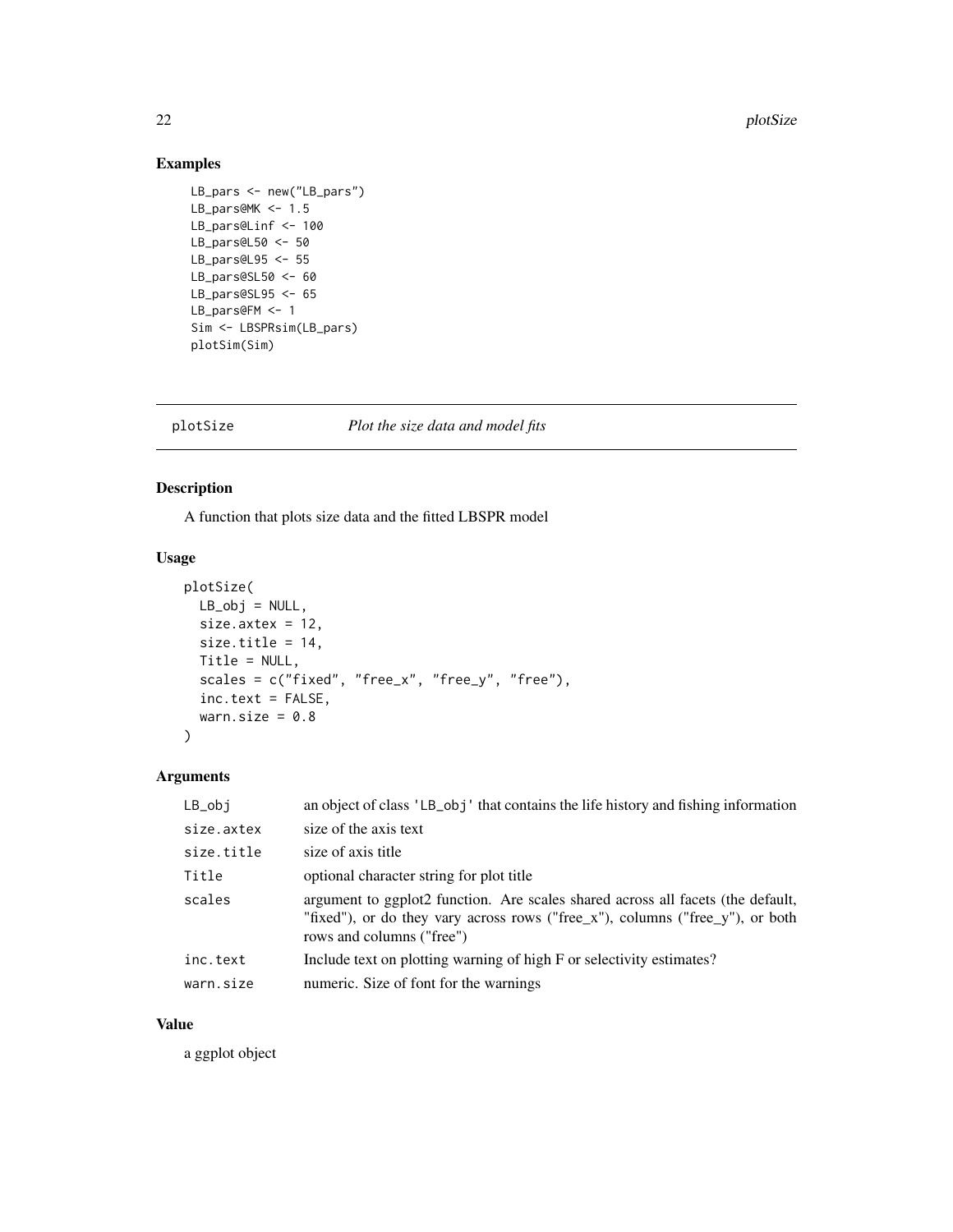## Examples

```
LB_pars <- new("LB_pars")
LB_pars@MK <- 1.5
LB_pars@Linf <- 100
LB_pars@L50 <- 50
LB_pars@L95 <- 55
LB_pars@SL50 <- 60
LB_pars@SL95 <- 65
LB_pars@FM <- 1
Sim <- LBSPRsim(LB_pars)
plotSim(Sim)
```

---

# plotSize *Plot the size data and model fits*

---

## Description

A function that plots size data and the fitted LBSPR model

## Usage

```
plotSize(
  LB_obj = NULL,
  size.axtex = 12,
  size.title = 14,
  Title = NULL,
  scales = c("fixed", "free_x", "free_y", "free"),
  inc.text = FALSE,
  warn.size = 0.8
)
```

## Arguments

| | |
|---|---|
| LB_obj | an object of class 'LB_obj' that contains the life history and fishing information |
| size.axtex | size of the axis text |
| size.title | size of axis title |
| Title | optional character string for plot title |
| scales | argument to ggplot2 function. Are scales shared across all facets (the default, "fixed"), or do they vary across rows ("free_x"), columns ("free_y"), or both rows and columns ("free") |
| inc.text | Include text on plotting warning of high F or selectivity estimates? |
| warn.size | numeric. Size of font for the warnings |

## Value

a ggplot object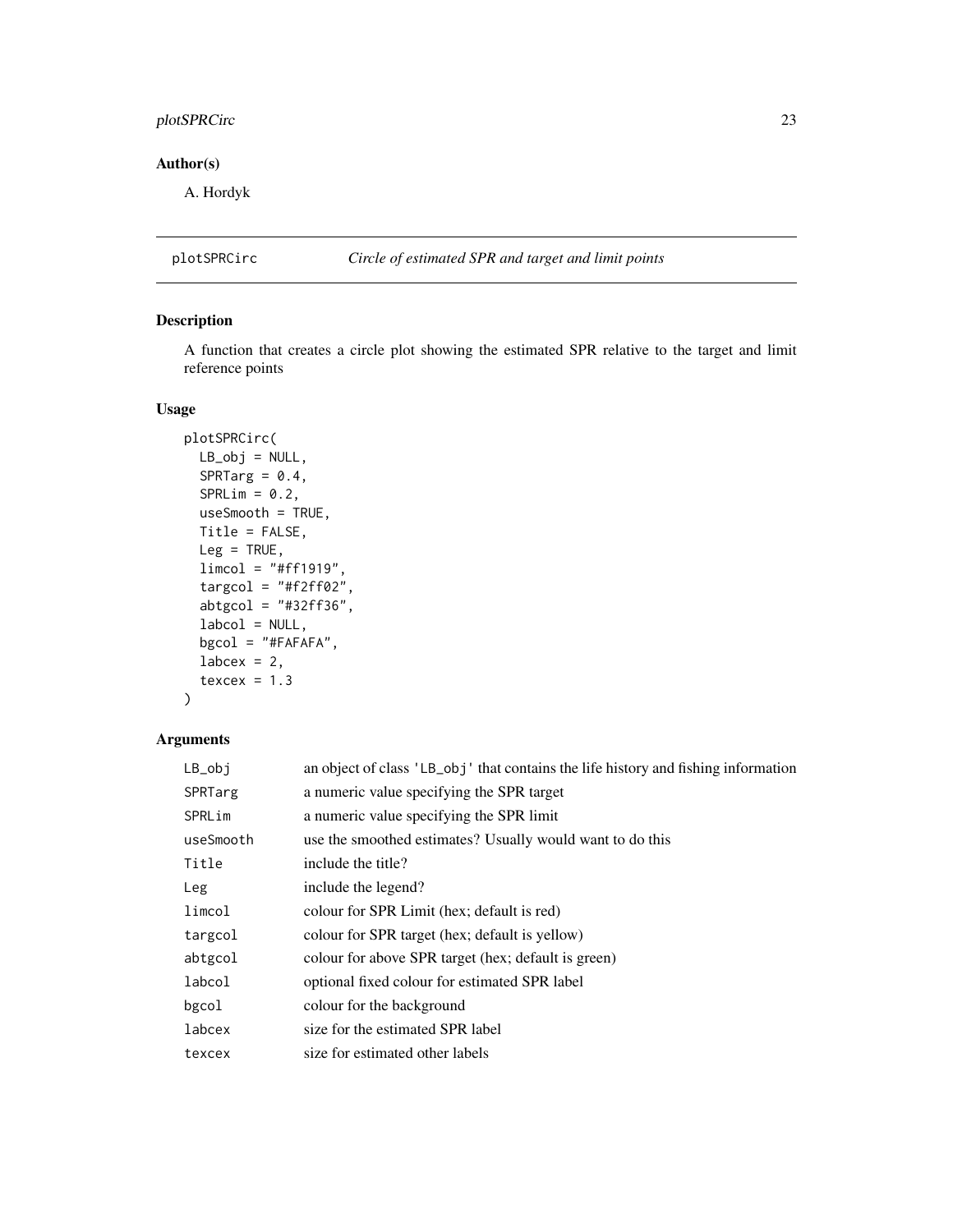## Author(s)

A. Hordyk

---

## plotSPRCirc *Circle of estimated SPR and target and limit points*

---

### Description

A function that creates a circle plot showing the estimated SPR relative to the target and limit reference points

### Usage

```
plotSPRCirc(
  LB_obj = NULL,
  SPRTarg = 0.4,
  SPRLim = 0.2,
  useSmooth = TRUE,
  Title = FALSE,
  Leg = TRUE,
  limcol = "#ff1919",
  targcol = "#f2ff02",
  abtgcol = "#32ff36",
  labcol = NULL,
  bgcol = "#FAFAFA",
  labcex = 2,
  texcex = 1.3
)
```

### Arguments

| | |
|---|---|
| LB_obj | an object of class 'LB_obj' that contains the life history and fishing information |
| SPRTarg | a numeric value specifying the SPR target |
| SPRLim | a numeric value specifying the SPR limit |
| useSmooth | use the smoothed estimates? Usually would want to do this |
| Title | include the title? |
| Leg | include the legend? |
| limcol | colour for SPR Limit (hex; default is red) |
| targcol | colour for SPR target (hex; default is yellow) |
| abtgcol | colour for above SPR target (hex; default is green) |
| labcol | optional fixed colour for estimated SPR label |
| bgcol | colour for the background |
| labcex | size for the estimated SPR label |
| texcex | size for estimated other labels |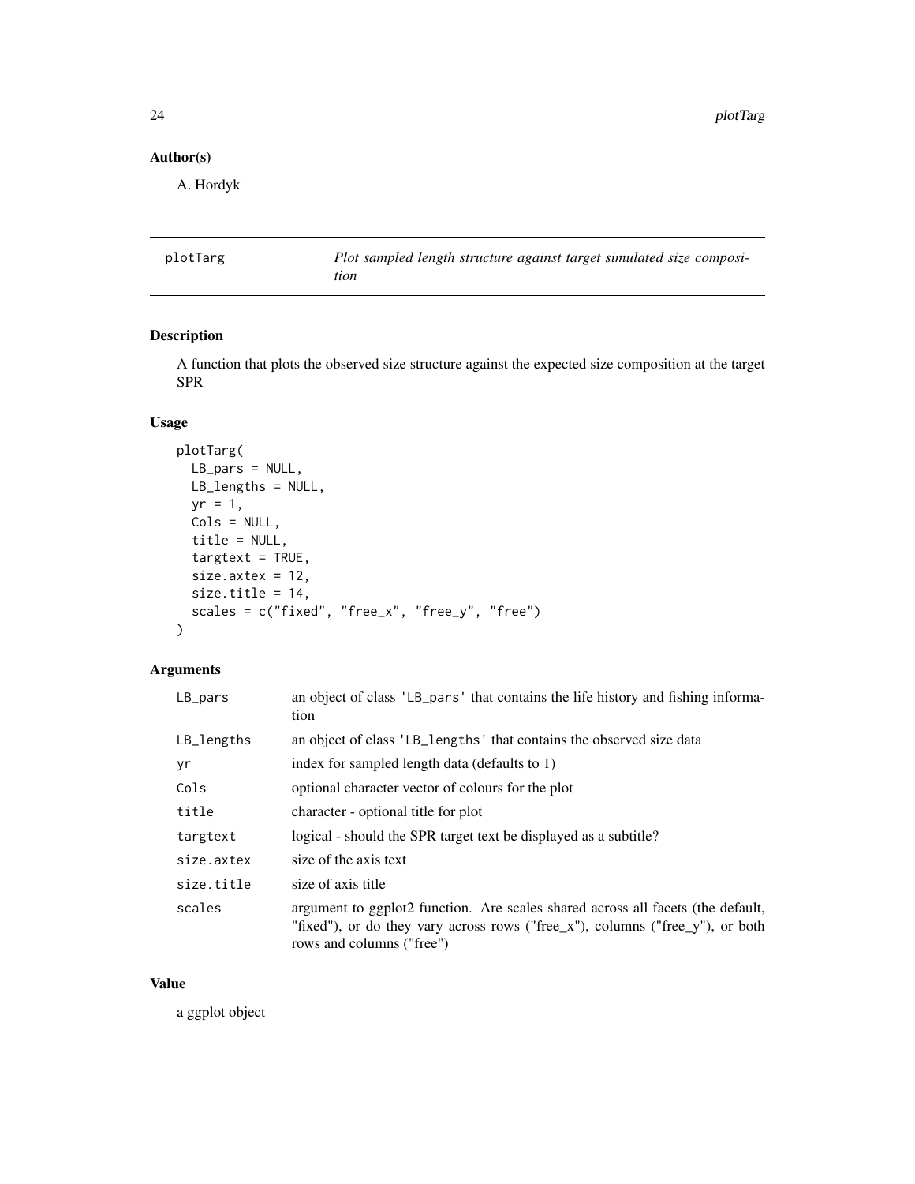## Author(s)

A. Hordyk

---

## plotTarg — *Plot sampled length structure against target simulated size composition*

---

### Description

A function that plots the observed size structure against the expected size composition at the target SPR

### Usage

```
plotTarg(
  LB_pars = NULL,
  LB_lengths = NULL,
  yr = 1,
  Cols = NULL,
  title = NULL,
  targtext = TRUE,
  size.axtex = 12,
  size.title = 14,
  scales = c("fixed", "free_x", "free_y", "free")
)
```

### Arguments

| | |
|---|---|
| `LB_pars` | an object of class `'LB_pars'` that contains the life history and fishing information |
| `LB_lengths` | an object of class `'LB_lengths'` that contains the observed size data |
| `yr` | index for sampled length data (defaults to 1) |
| `Cols` | optional character vector of colours for the plot |
| `title` | character - optional title for plot |
| `targtext` | logical - should the SPR target text be displayed as a subtitle? |
| `size.axtex` | size of the axis text |
| `size.title` | size of axis title |
| `scales` | argument to ggplot2 function. Are scales shared across all facets (the default, "fixed"), or do they vary across rows ("free_x"), columns ("free_y"), or both rows and columns ("free") |

### Value

a ggplot object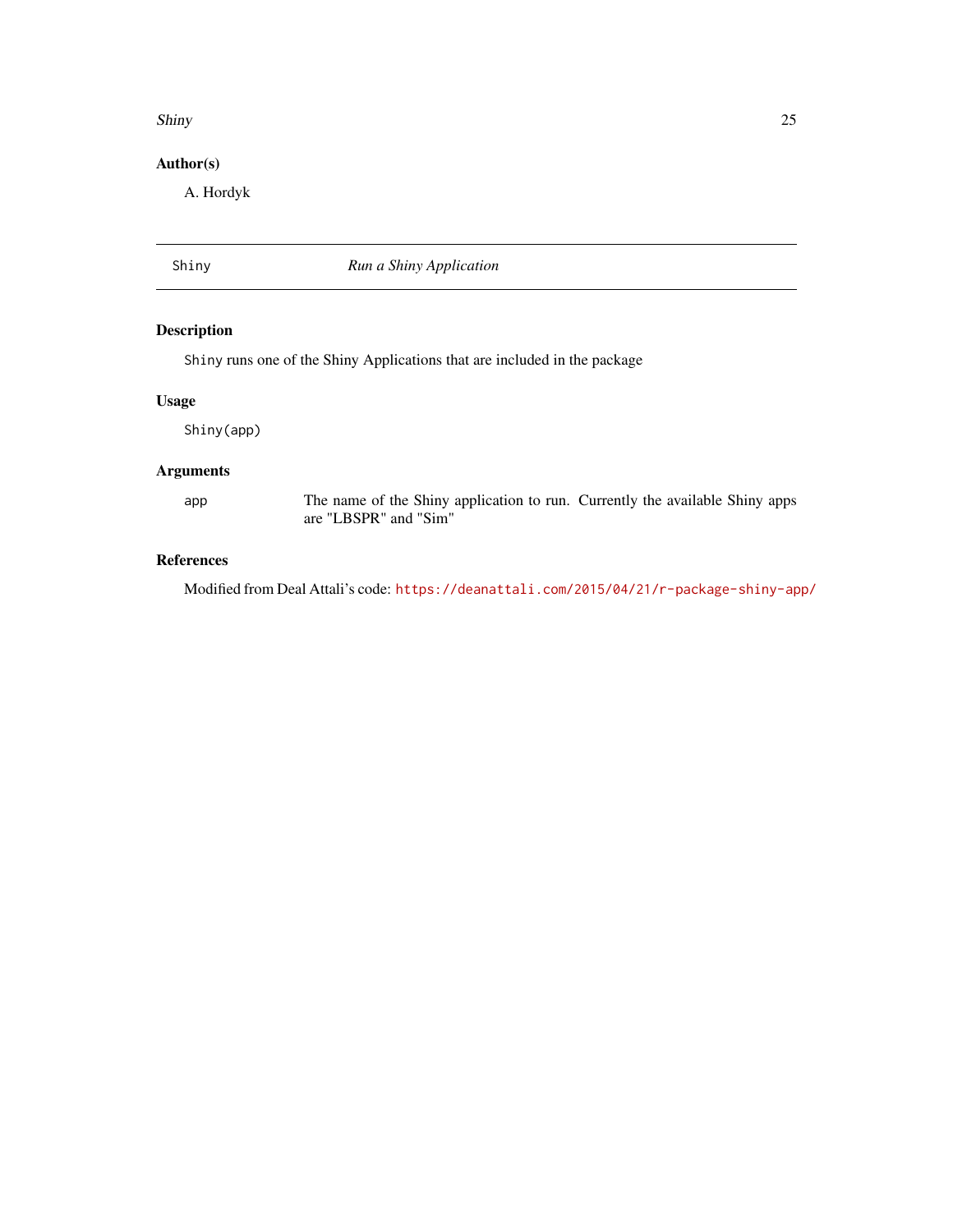## Author(s)

A. Hordyk

---

## Shiny — *Run a Shiny Application*

---

### Description

`Shiny` runs one of the Shiny Applications that are included in the package

### Usage

```
Shiny(app)
```

### Arguments

| | |
|---|---|
| `app` | The name of the Shiny application to run. Currently the available Shiny apps are "LBSPR" and "Sim" |

### References

Modified from Deal Attali's code: https://deanattali.com/2015/04/21/r-package-shiny-app/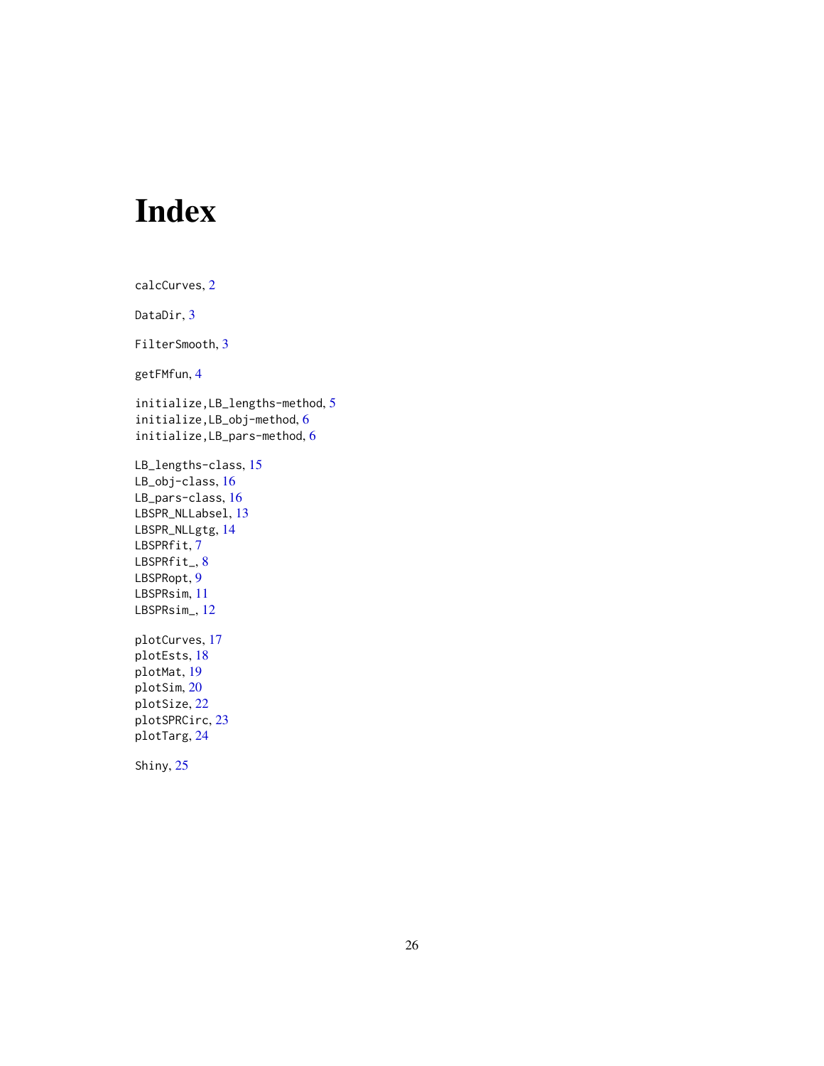# Index

calcCurves, 2

DataDir, 3

FilterSmooth, 3

getFMfun, 4

initialize,LB_lengths-method, 5
initialize,LB_obj-method, 6
initialize,LB_pars-method, 6

LB_lengths-class, 15
LB_obj-class, 16
LB_pars-class, 16
LBSPR_NLLabsel, 13
LBSPR_NLLgtg, 14
LBSPRfit, 7
LBSPRfit_, 8
LBSPRopt, 9
LBSPRsim, 11
LBSPRsim_, 12

plotCurves, 17
plotEsts, 18
plotMat, 19
plotSim, 20
plotSize, 22
plotSPRCirc, 23
plotTarg, 24

Shiny, 25